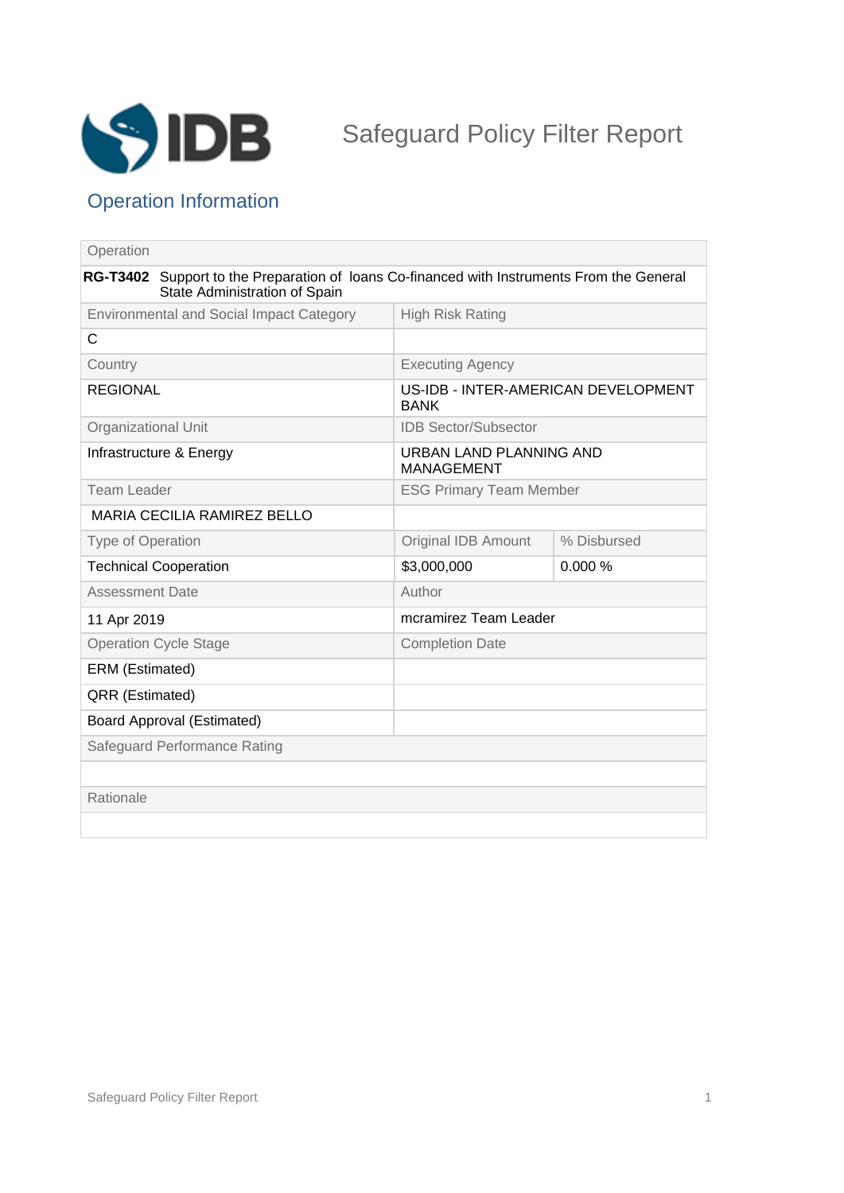# Safeguard Policy Filter Report

## Operation Information

| Operation | | |
|---|---|---|
| **RG-T3402** Support to the Preparation of loans Co-financed with Instruments From the General State Administration of Spain | | |
| Environmental and Social Impact Category | High Risk Rating | |
| C | | |
| Country | Executing Agency | |
| REGIONAL | US-IDB - INTER-AMERICAN DEVELOPMENT BANK | |
| Organizational Unit | IDB Sector/Subsector | |
| Infrastructure & Energy | URBAN LAND PLANNING AND MANAGEMENT | |
| Team Leader | ESG Primary Team Member | |
| MARIA CECILIA RAMIREZ BELLO | | |
| Type of Operation | Original IDB Amount | % Disbursed |
| Technical Cooperation | $3,000,000 | 0.000 % |
| Assessment Date | Author | |
| 11 Apr 2019 | mcramirez Team Leader | |
| Operation Cycle Stage | Completion Date | |
| ERM (Estimated) | | |
| QRR (Estimated) | | |
| Board Approval (Estimated) | | |
| Safeguard Performance Rating | | |
| | | |
| Rationale | | |
| | | |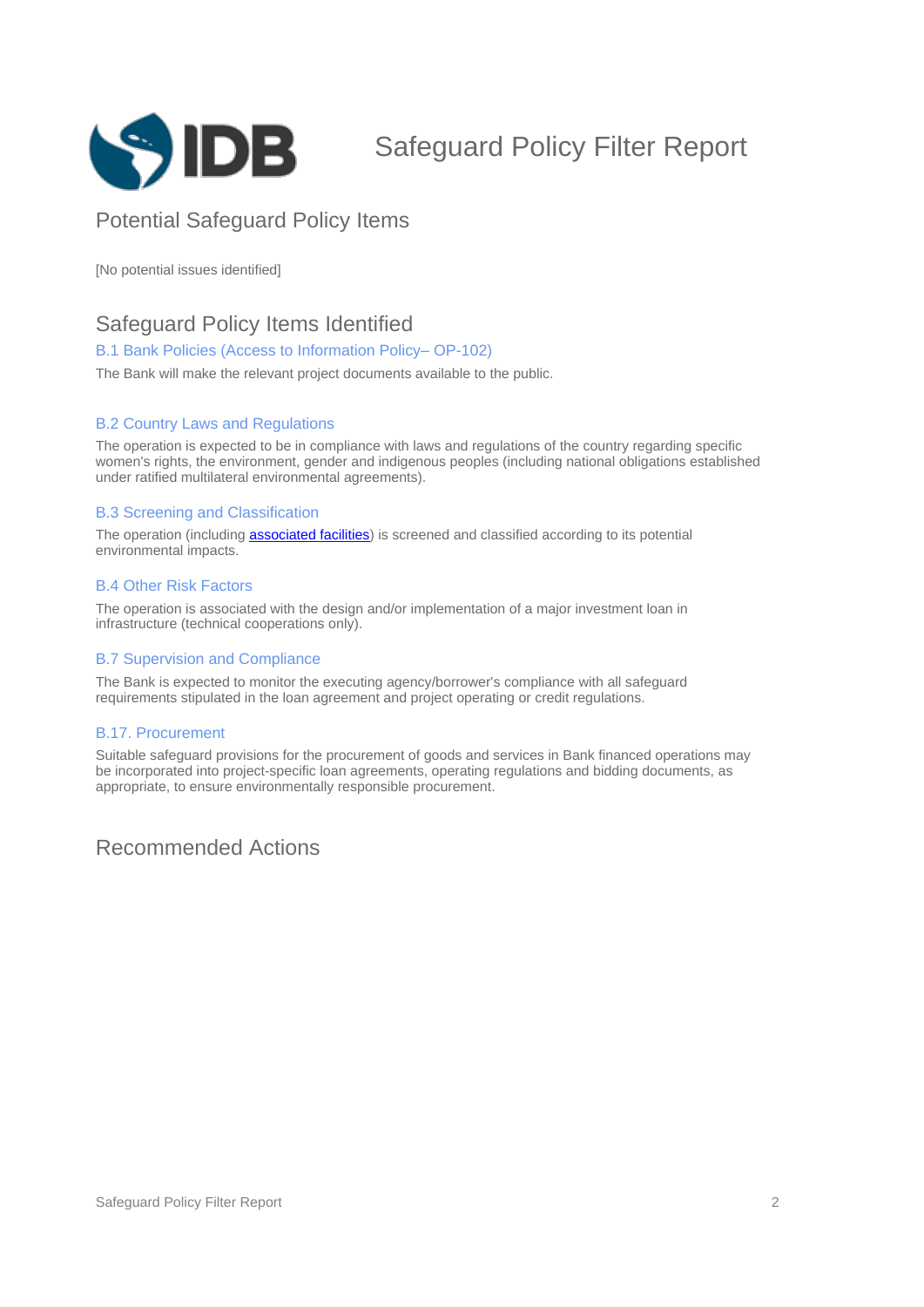# Safeguard Policy Filter Report

## Potential Safeguard Policy Items

[No potential issues identified]

## Safeguard Policy Items Identified

### B.1 Bank Policies (Access to Information Policy– OP-102)

The Bank will make the relevant project documents available to the public.

### B.2 Country Laws and Regulations

The operation is expected to be in compliance with laws and regulations of the country regarding specific women's rights, the environment, gender and indigenous peoples (including national obligations established under ratified multilateral environmental agreements).

### B.3 Screening and Classification

The operation (including associated facilities) is screened and classified according to its potential environmental impacts.

### B.4 Other Risk Factors

The operation is associated with the design and/or implementation of a major investment loan in infrastructure (technical cooperations only).

### B.7 Supervision and Compliance

The Bank is expected to monitor the executing agency/borrower's compliance with all safeguard requirements stipulated in the loan agreement and project operating or credit regulations.

### B.17. Procurement

Suitable safeguard provisions for the procurement of goods and services in Bank financed operations may be incorporated into project-specific loan agreements, operating regulations and bidding documents, as appropriate, to ensure environmentally responsible procurement.

## Recommended Actions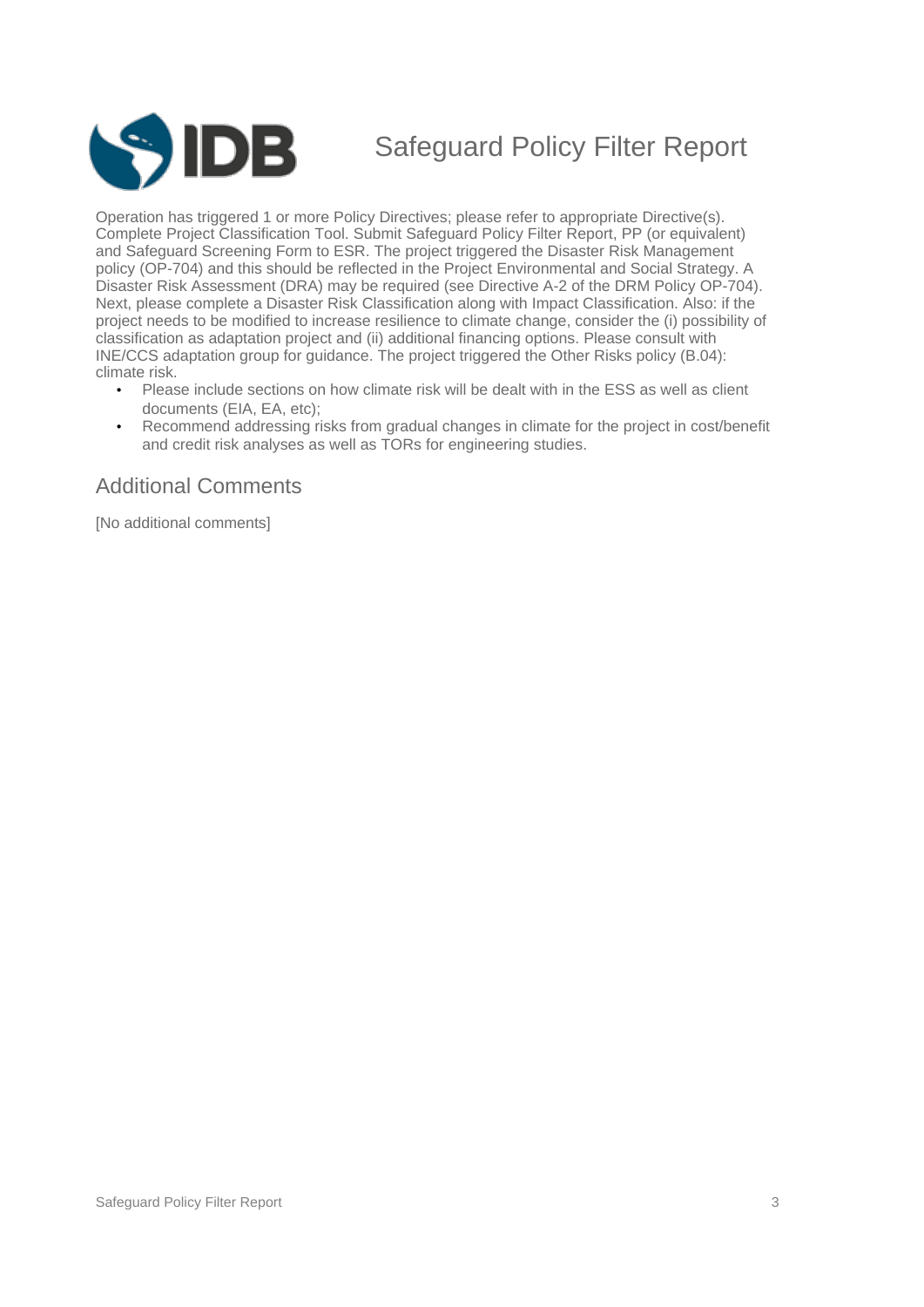# Safeguard Policy Filter Report

Operation has triggered 1 or more Policy Directives; please refer to appropriate Directive(s). Complete Project Classification Tool. Submit Safeguard Policy Filter Report, PP (or equivalent) and Safeguard Screening Form to ESR. The project triggered the Disaster Risk Management policy (OP-704) and this should be reflected in the Project Environmental and Social Strategy. A Disaster Risk Assessment (DRA) may be required (see Directive A-2 of the DRM Policy OP-704). Next, please complete a Disaster Risk Classification along with Impact Classification. Also: if the project needs to be modified to increase resilience to climate change, consider the (i) possibility of classification as adaptation project and (ii) additional financing options. Please consult with INE/CCS adaptation group for guidance. The project triggered the Other Risks policy (B.04): climate risk.

- Please include sections on how climate risk will be dealt with in the ESS as well as client documents (EIA, EA, etc);
- Recommend addressing risks from gradual changes in climate for the project in cost/benefit and credit risk analyses as well as TORs for engineering studies.

## Additional Comments

[No additional comments]